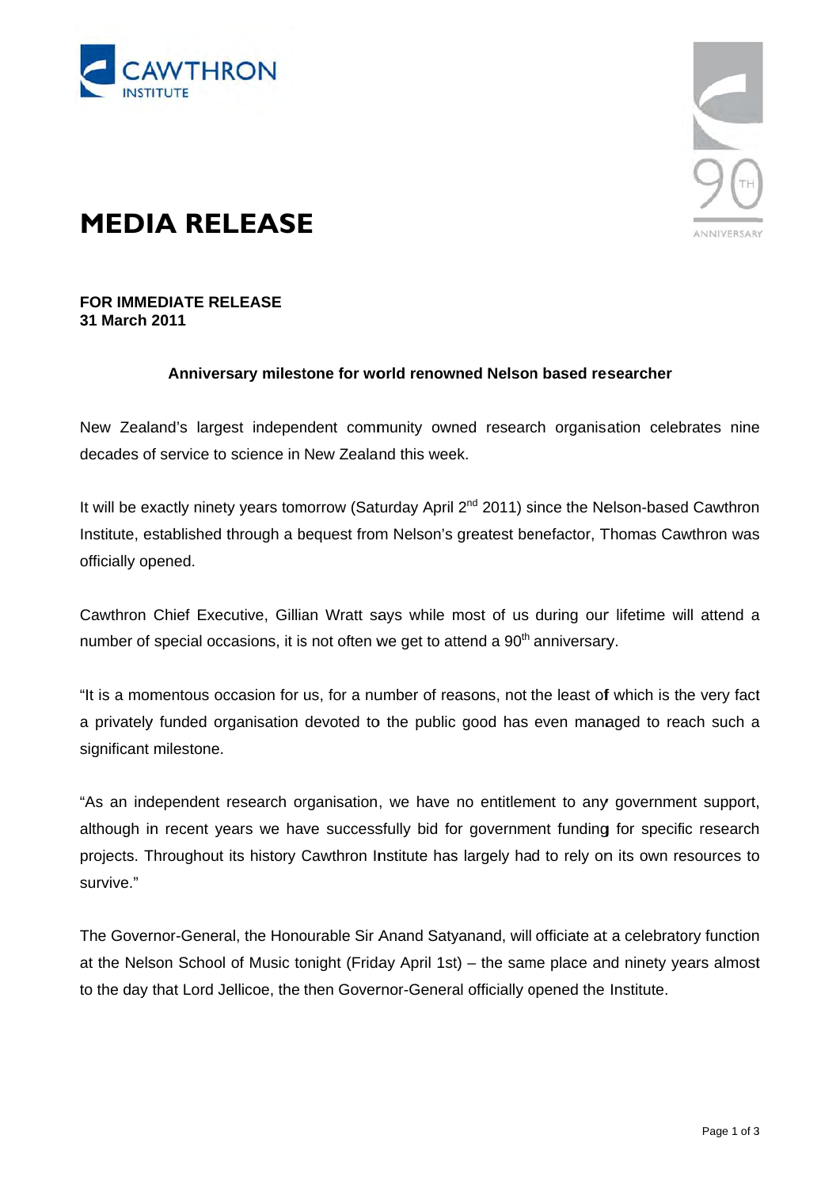# MEDIA RELEASE

**FOR IMMEDIATE RELEASE**
**31 March 2011**

**Anniversary milestone for world renowned Nelson based researcher**

New Zealand's largest independent community owned research organisation celebrates nine decades of service to science in New Zealand this week.

It will be exactly ninety years tomorrow (Saturday April 2nd 2011) since the Nelson-based Cawthron Institute, established through a bequest from Nelson's greatest benefactor, Thomas Cawthron was officially opened.

Cawthron Chief Executive, Gillian Wratt says while most of us during our lifetime will attend a number of special occasions, it is not often we get to attend a 90th anniversary.

"It is a momentous occasion for us, for a number of reasons, not the least of which is the very fact a privately funded organisation devoted to the public good has even managed to reach such a significant milestone.

"As an independent research organisation, we have no entitlement to any government support, although in recent years we have successfully bid for government funding for specific research projects. Throughout its history Cawthron Institute has largely had to rely on its own resources to survive."

The Governor-General, the Honourable Sir Anand Satyanand, will officiate at a celebratory function at the Nelson School of Music tonight (Friday April 1st) – the same place and ninety years almost to the day that Lord Jellicoe, the then Governor-General officially opened the Institute.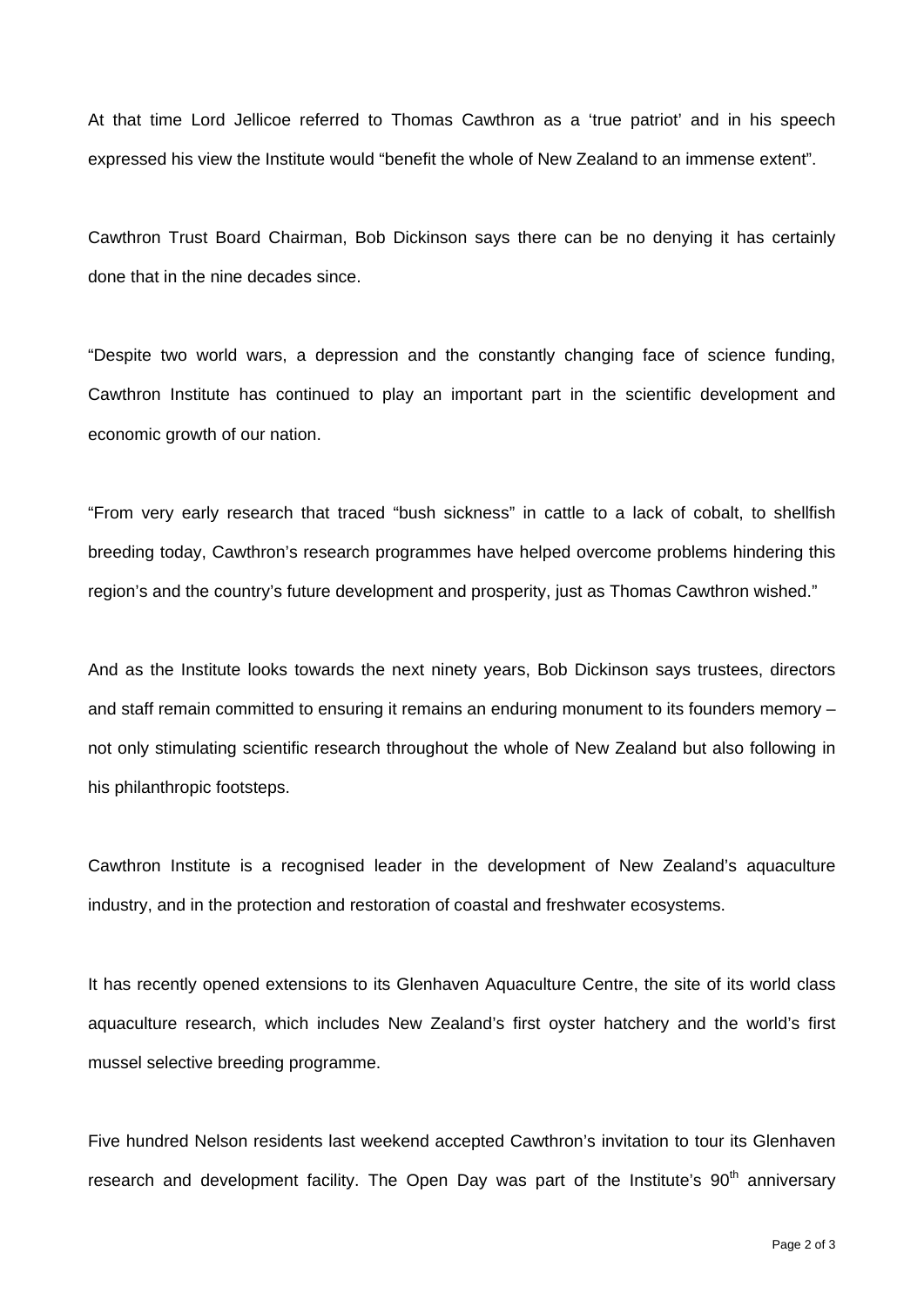At that time Lord Jellicoe referred to Thomas Cawthron as a 'true patriot' and in his speech expressed his view the Institute would "benefit the whole of New Zealand to an immense extent".

Cawthron Trust Board Chairman, Bob Dickinson says there can be no denying it has certainly done that in the nine decades since.

"Despite two world wars, a depression and the constantly changing face of science funding, Cawthron Institute has continued to play an important part in the scientific development and economic growth of our nation.

"From very early research that traced "bush sickness" in cattle to a lack of cobalt, to shellfish breeding today, Cawthron's research programmes have helped overcome problems hindering this region's and the country's future development and prosperity, just as Thomas Cawthron wished."

And as the Institute looks towards the next ninety years, Bob Dickinson says trustees, directors and staff remain committed to ensuring it remains an enduring monument to its founders memory – not only stimulating scientific research throughout the whole of New Zealand but also following in his philanthropic footsteps.

Cawthron Institute is a recognised leader in the development of New Zealand's aquaculture industry, and in the protection and restoration of coastal and freshwater ecosystems.

It has recently opened extensions to its Glenhaven Aquaculture Centre, the site of its world class aquaculture research, which includes New Zealand's first oyster hatchery and the world's first mussel selective breeding programme.

Five hundred Nelson residents last weekend accepted Cawthron's invitation to tour its Glenhaven research and development facility. The Open Day was part of the Institute's 90th anniversary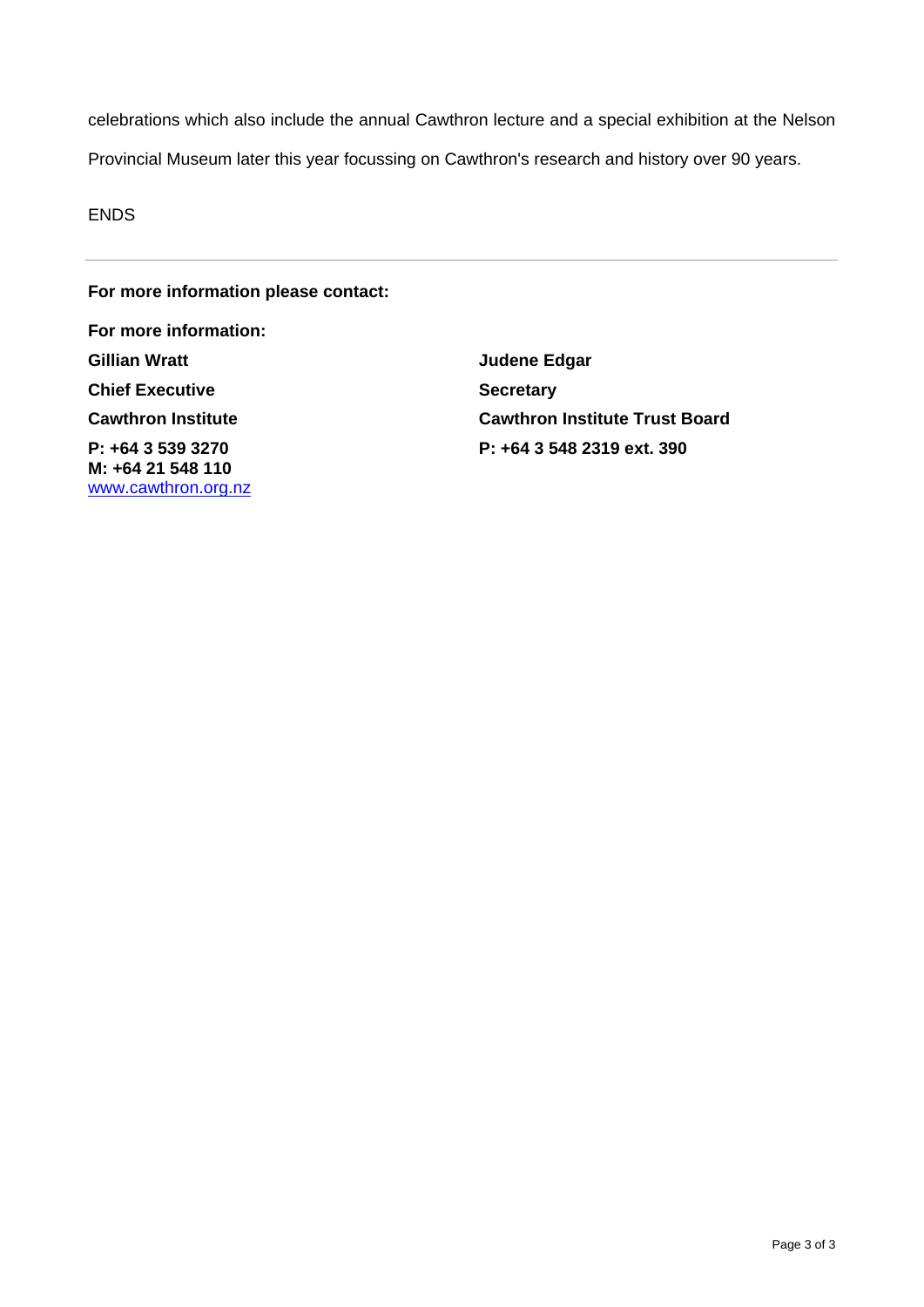celebrations which also include the annual Cawthron lecture and a special exhibition at the Nelson Provincial Museum later this year focussing on Cawthron's research and history over 90 years.

ENDS

---

**For more information please contact:**

**For more information:**

**Gillian Wratt**
**Chief Executive**
**Cawthron Institute**
**P: +64 3 539 3270**
**M: +64 21 548 110**
www.cawthron.org.nz

**Judene Edgar**
**Secretary**
**Cawthron Institute Trust Board**
**P: +64 3 548 2319 ext. 390**